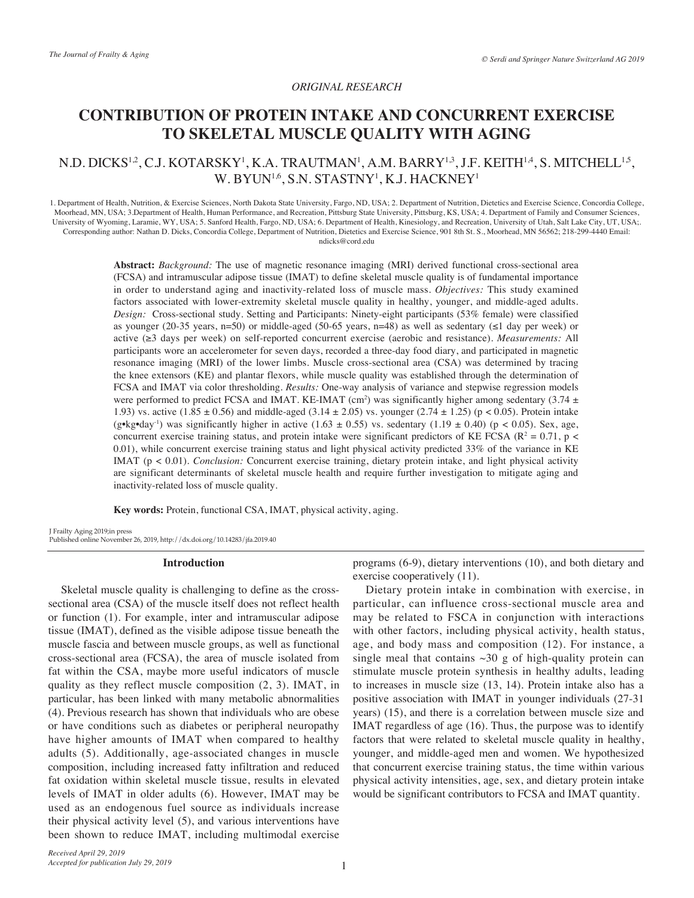*ORIGINAL RESEARCH*

# CONTRIBUTION OF PROTEIN INTAKE AND CONCURRENT EXERCISE TO SKELETAL MUSCLE QUALITY WITH AGING

N.D. DICKS[1,2], C.J. KOTARSKY[1], K.A. TRAUTMAN[1], A.M. BARRY[1,3], J.F. KEITH[1,4], S. MITCHELL[1,5], W. BYUN[1,6], S.N. STASTNY[1], K.J. HACKNEY[1]

1. Department of Health, Nutrition, & Exercise Sciences, North Dakota State University, Fargo, ND, USA; 2. Department of Nutrition, Dietetics and Exercise Science, Concordia College, Moorhead, MN, USA; 3.Department of Health, Human Performance, and Recreation, Pittsburg State University, Pittsburg, KS, USA; 4. Department of Family and Consumer Sciences, University of Wyoming, Laramie, WY, USA; 5. Sanford Health, Fargo, ND, USA; 6. Department of Health, Kinesiology, and Recreation, University of Utah, Salt Lake City, UT, USA;. Corresponding author: Nathan D. Dicks, Concordia College, Department of Nutrition, Dietetics and Exercise Science, 901 8th St. S., Moorhead, MN 56562; 218-299-4440 Email: ndicks@cord.edu

**Abstract:** *Background:* The use of magnetic resonance imaging (MRI) derived functional cross-sectional area (FCSA) and intramuscular adipose tissue (IMAT) to define skeletal muscle quality is of fundamental importance in order to understand aging and inactivity-related loss of muscle mass. *Objectives:* This study examined factors associated with lower-extremity skeletal muscle quality in healthy, younger, and middle-aged adults. *Design:* Cross-sectional study. Setting and Participants: Ninety-eight participants (53% female) were classified as younger (20-35 years, n=50) or middle-aged (50-65 years, n=48) as well as sedentary (≤1 day per week) or active (≥3 days per week) on self-reported concurrent exercise (aerobic and resistance). *Measurements:* All participants wore an accelerometer for seven days, recorded a three-day food diary, and participated in magnetic resonance imaging (MRI) of the lower limbs. Muscle cross-sectional area (CSA) was determined by tracing the knee extensors (KE) and plantar flexors, while muscle quality was established through the determination of FCSA and IMAT via color thresholding. *Results:* One-way analysis of variance and stepwise regression models were performed to predict FCSA and IMAT. KE-IMAT ($cm^2$) was significantly higher among sedentary (3.74 ± 1.93) vs. active (1.85 ± 0.56) and middle-aged (3.14 ± 2.05) vs. younger (2.74 ± 1.25) ($p < 0.05$). Protein intake ($g•kg•day^{-1}$) was significantly higher in active (1.63 ± 0.55) vs. sedentary (1.19 ± 0.40) ($p < 0.05$). Sex, age, concurrent exercise training status, and protein intake were significant predictors of KE FCSA ($R^2 = 0.71$, $p < 0.01$), while concurrent exercise training status and light physical activity predicted 33% of the variance in KE IMAT ($p < 0.01$). *Conclusion:* Concurrent exercise training, dietary protein intake, and light physical activity are significant determinants of skeletal muscle health and require further investigation to mitigate aging and inactivity-related loss of muscle quality.

**Key words:** Protein, functional CSA, IMAT, physical activity, aging.

J Frailty Aging 2019;in press
Published online November 26, 2019, http://dx.doi.org/10.14283/jfa.2019.40

## Introduction

Skeletal muscle quality is challenging to define as the cross-sectional area (CSA) of the muscle itself does not reflect health or function (1). For example, inter and intramuscular adipose tissue (IMAT), defined as the visible adipose tissue beneath the muscle fascia and between muscle groups, as well as functional cross-sectional area (FCSA), the area of muscle isolated from fat within the CSA, maybe more useful indicators of muscle quality as they reflect muscle composition (2, 3). IMAT, in particular, has been linked with many metabolic abnormalities (4). Previous research has shown that individuals who are obese or have conditions such as diabetes or peripheral neuropathy have higher amounts of IMAT when compared to healthy adults (5). Additionally, age-associated changes in muscle composition, including increased fatty infiltration and reduced fat oxidation within skeletal muscle tissue, results in elevated levels of IMAT in older adults (6). However, IMAT may be used as an endogenous fuel source as individuals increase their physical activity level (5), and various interventions have been shown to reduce IMAT, including multimodal exercise programs (6-9), dietary interventions (10), and both dietary and exercise cooperatively (11).

Dietary protein intake in combination with exercise, in particular, can influence cross-sectional muscle area and may be related to FSCA in conjunction with interactions with other factors, including physical activity, health status, age, and body mass and composition (12). For instance, a single meal that contains ~30 g of high-quality protein can stimulate muscle protein synthesis in healthy adults, leading to increases in muscle size (13, 14). Protein intake also has a positive association with IMAT in younger individuals (27-31 years) (15), and there is a correlation between muscle size and IMAT regardless of age (16). Thus, the purpose was to identify factors that were related to skeletal muscle quality in healthy, younger, and middle-aged men and women. We hypothesized that concurrent exercise training status, the time within various physical activity intensities, age, sex, and dietary protein intake would be significant contributors to FCSA and IMAT quantity.

*Received April 29, 2019*
*Accepted for publication July 29, 2019*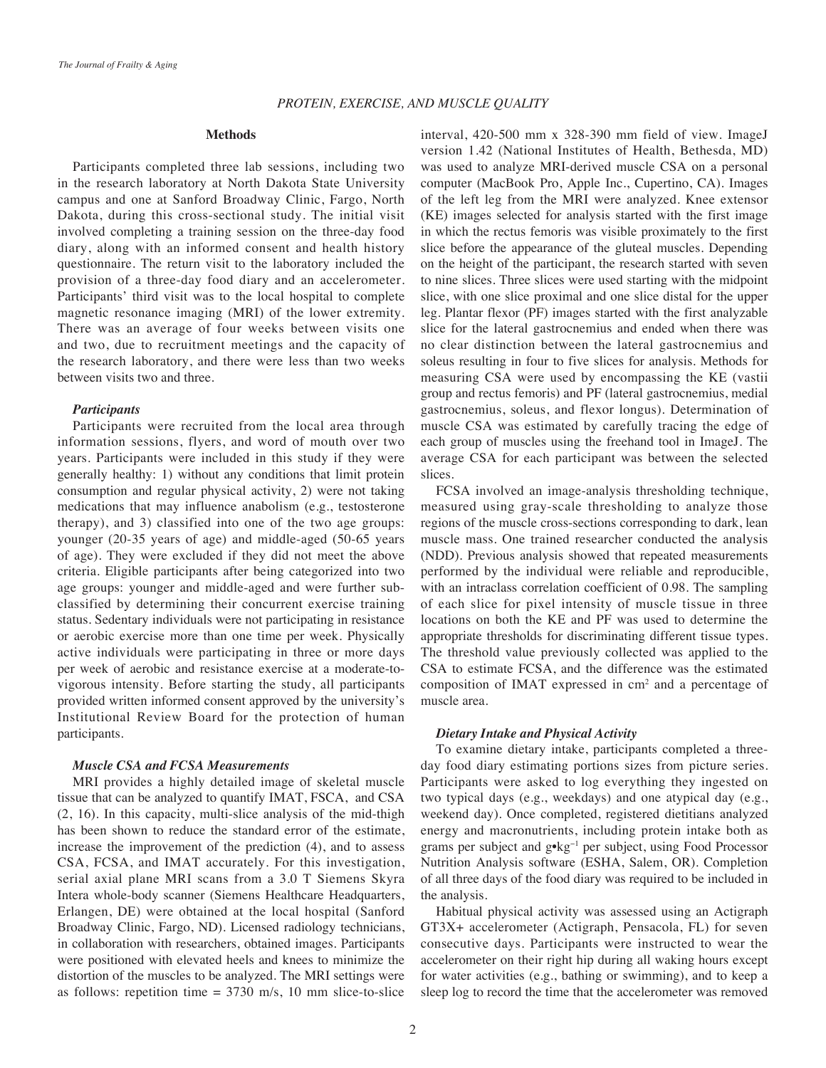## Methods

Participants completed three lab sessions, including two in the research laboratory at North Dakota State University campus and one at Sanford Broadway Clinic, Fargo, North Dakota, during this cross-sectional study. The initial visit involved completing a training session on the three-day food diary, along with an informed consent and health history questionnaire. The return visit to the laboratory included the provision of a three-day food diary and an accelerometer. Participants' third visit was to the local hospital to complete magnetic resonance imaging (MRI) of the lower extremity. There was an average of four weeks between visits one and two, due to recruitment meetings and the capacity of the research laboratory, and there were less than two weeks between visits two and three.

### *Participants*

Participants were recruited from the local area through information sessions, flyers, and word of mouth over two years. Participants were included in this study if they were generally healthy: 1) without any conditions that limit protein consumption and regular physical activity, 2) were not taking medications that may influence anabolism (e.g., testosterone therapy), and 3) classified into one of the two age groups: younger (20-35 years of age) and middle-aged (50-65 years of age). They were excluded if they did not meet the above criteria. Eligible participants after being categorized into two age groups: younger and middle-aged and were further sub-classified by determining their concurrent exercise training status. Sedentary individuals were not participating in resistance or aerobic exercise more than one time per week. Physically active individuals were participating in three or more days per week of aerobic and resistance exercise at a moderate-to-vigorous intensity. Before starting the study, all participants provided written informed consent approved by the university's Institutional Review Board for the protection of human participants.

### *Muscle CSA and FCSA Measurements*

MRI provides a highly detailed image of skeletal muscle tissue that can be analyzed to quantify IMAT, FSCA, and CSA (2, 16). In this capacity, multi-slice analysis of the mid-thigh has been shown to reduce the standard error of the estimate, increase the improvement of the prediction (4), and to assess CSA, FCSA, and IMAT accurately. For this investigation, serial axial plane MRI scans from a 3.0 T Siemens Skyra Intera whole-body scanner (Siemens Healthcare Headquarters, Erlangen, DE) were obtained at the local hospital (Sanford Broadway Clinic, Fargo, ND). Licensed radiology technicians, in collaboration with researchers, obtained images. Participants were positioned with elevated heels and knees to minimize the distortion of the muscles to be analyzed. The MRI settings were as follows: repetition time = 3730 m/s, 10 mm slice-to-slice interval, 420-500 mm x 328-390 mm field of view. ImageJ version 1.42 (National Institutes of Health, Bethesda, MD) was used to analyze MRI-derived muscle CSA on a personal computer (MacBook Pro, Apple Inc., Cupertino, CA). Images of the left leg from the MRI were analyzed. Knee extensor (KE) images selected for analysis started with the first image in which the rectus femoris was visible proximately to the first slice before the appearance of the gluteal muscles. Depending on the height of the participant, the research started with seven to nine slices. Three slices were used starting with the midpoint slice, with one slice proximal and one slice distal for the upper leg. Plantar flexor (PF) images started with the first analyzable slice for the lateral gastrocnemius and ended when there was no clear distinction between the lateral gastrocnemius and soleus resulting in four to five slices for analysis. Methods for measuring CSA were used by encompassing the KE (vastii group and rectus femoris) and PF (lateral gastrocnemius, medial gastrocnemius, soleus, and flexor longus). Determination of muscle CSA was estimated by carefully tracing the edge of each group of muscles using the freehand tool in ImageJ. The average CSA for each participant was between the selected slices.

FCSA involved an image-analysis thresholding technique, measured using gray-scale thresholding to analyze those regions of the muscle cross-sections corresponding to dark, lean muscle mass. One trained researcher conducted the analysis (NDD). Previous analysis showed that repeated measurements performed by the individual were reliable and reproducible, with an intraclass correlation coefficient of 0.98. The sampling of each slice for pixel intensity of muscle tissue in three locations on both the KE and PF was used to determine the appropriate thresholds for discriminating different tissue types. The threshold value previously collected was applied to the CSA to estimate FCSA, and the difference was the estimated composition of IMAT expressed in $cm^2$ and a percentage of muscle area.

### *Dietary Intake and Physical Activity*

To examine dietary intake, participants completed a three-day food diary estimating portions sizes from picture series. Participants were asked to log everything they ingested on two typical days (e.g., weekdays) and one atypical day (e.g., weekend day). Once completed, registered dietitians analyzed energy and macronutrients, including protein intake both as grams per subject and $g{\bullet}kg^{-1}$ per subject, using Food Processor Nutrition Analysis software (ESHA, Salem, OR). Completion of all three days of the food diary was required to be included in the analysis.

Habitual physical activity was assessed using an Actigraph GT3X+ accelerometer (Actigraph, Pensacola, FL) for seven consecutive days. Participants were instructed to wear the accelerometer on their right hip during all waking hours except for water activities (e.g., bathing or swimming), and to keep a sleep log to record the time that the accelerometer was removed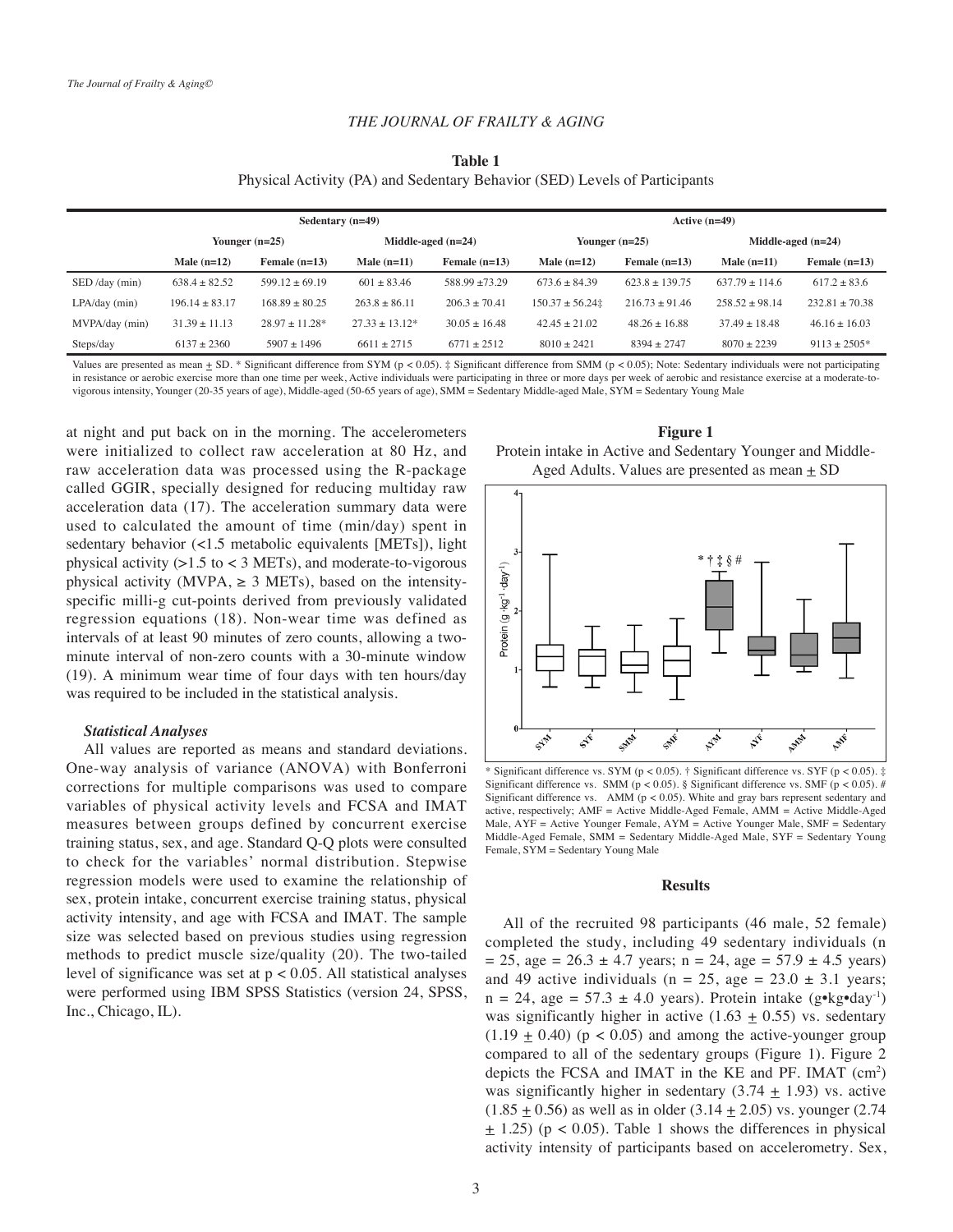**Table 1**
Physical Activity (PA) and Sedentary Behavior (SED) Levels of Participants

| | Sedentary (n=49) | | | | Active (n=49) | | | |
|---|---|---|---|---|---|---|---|---|
| | Younger (n=25) | | Middle-aged (n=24) | | Younger (n=25) | | Middle-aged (n=24) | |
| | Male (n=12) | Female (n=13) | Male (n=11) | Female (n=13) | Male (n=12) | Female (n=13) | Male (n=11) | Female (n=13) |
| SED /day (min) | 638.4 ± 82.52 | 599.12 ± 69.19 | 601 ± 83.46 | 588.99 ±73.29 | 673.6 ± 84.39 | 623.8 ± 139.75 | 637.79 ± 114.6 | 617.2 ± 83.6 |
| LPA/day (min) | 196.14 ± 83.17 | 168.89 ± 80.25 | 263.8 ± 86.11 | 206.3 ± 70.41 | 150.37 ± 56.24‡ | 216.73 ± 91.46 | 258.52 ± 98.14 | 232.81 ± 70.38 |
| MVPA/day (min) | 31.39 ± 11.13 | 28.97 ± 11.28* | 27.33 ± 13.12* | 30.05 ± 16.48 | 42.45 ± 21.02 | 48.26 ± 16.88 | 37.49 ± 18.48 | 46.16 ± 16.03 |
| Steps/day | 6137 ± 2360 | 5907 ± 1496 | 6611 ± 2715 | 6771 ± 2512 | 8010 ± 2421 | 8394 ± 2747 | 8070 ± 2239 | 9113 ± 2505* |

Values are presented as mean ± SD. * Significant difference from SYM ($p < 0.05$). ‡ Significant difference from SMM ($p < 0.05$); Note: Sedentary individuals were not participating in resistance or aerobic exercise more than one time per week, Active individuals were participating in three or more days per week of aerobic and resistance exercise at a moderate-to-vigorous intensity, Younger (20-35 years of age), Middle-aged (50-65 years of age), SMM = Sedentary Middle-aged Male, SYM = Sedentary Young Male

at night and put back on in the morning. The accelerometers were initialized to collect raw acceleration at 80 Hz, and raw acceleration data was processed using the R-package called GGIR, specially designed for reducing multiday raw acceleration data (17). The acceleration summary data were used to calculated the amount of time (min/day) spent in sedentary behavior (<1.5 metabolic equivalents [METs]), light physical activity (>1.5 to < 3 METs), and moderate-to-vigorous physical activity (MVPA, ≥ 3 METs), based on the intensity-specific milli-g cut-points derived from previously validated regression equations (18). Non-wear time was defined as intervals of at least 90 minutes of zero counts, allowing a two-minute interval of non-zero counts with a 30-minute window (19). A minimum wear time of four days with ten hours/day was required to be included in the statistical analysis.

### *Statistical Analyses*

All values are reported as means and standard deviations. One-way analysis of variance (ANOVA) with Bonferroni corrections for multiple comparisons was used to compare variables of physical activity levels and FCSA and IMAT measures between groups defined by concurrent exercise training status, sex, and age. Standard Q-Q plots were consulted to check for the variables' normal distribution. Stepwise regression models were used to examine the relationship of sex, protein intake, concurrent exercise training status, physical activity intensity, and age with FCSA and IMAT. The sample size was selected based on previous studies using regression methods to predict muscle size/quality (20). The two-tailed level of significance was set at $p < 0.05$. All statistical analyses were performed using IBM SPSS Statistics (version 24, SPSS, Inc., Chicago, IL).

**Figure 1**
Protein intake in Active and Sedentary Younger and Middle-Aged Adults. Values are presented as mean ± SD

* Significant difference vs. SYM ($p < 0.05$). † Significant difference vs. SYF ($p < 0.05$). ‡ Significant difference vs. SMM ($p < 0.05$). § Significant difference vs. SMF ($p < 0.05$). # Significant difference vs. AMM ($p < 0.05$). White and gray bars represent sedentary and active, respectively; AMF = Active Middle-Aged Female, AMM = Active Middle-Aged Male, AYF = Active Younger Female, AYM = Active Younger Male, SMF = Sedentary Middle-Aged Female, SMM = Sedentary Middle-Aged Male, SYF = Sedentary Young Female, SYM = Sedentary Young Male

## Results

All of the recruited 98 participants (46 male, 52 female) completed the study, including 49 sedentary individuals (n = 25, age = 26.3 ± 4.7 years; n = 24, age = 57.9 ± 4.5 years) and 49 active individuals (n = 25, age = 23.0 ± 3.1 years; n = 24, age = 57.3 ± 4.0 years). Protein intake ($g \cdot kg \cdot day^{-1}$) was significantly higher in active (1.63 ± 0.55) vs. sedentary (1.19 ± 0.40) ($p < 0.05$) and among the active-younger group compared to all of the sedentary groups (Figure 1). Figure 2 depicts the FCSA and IMAT in the KE and PF. IMAT ($cm^2$) was significantly higher in sedentary (3.74 ± 1.93) vs. active (1.85 ± 0.56) as well as in older (3.14 ± 2.05) vs. younger (2.74 ± 1.25) ($p < 0.05$). Table 1 shows the differences in physical activity intensity of participants based on accelerometry. Sex,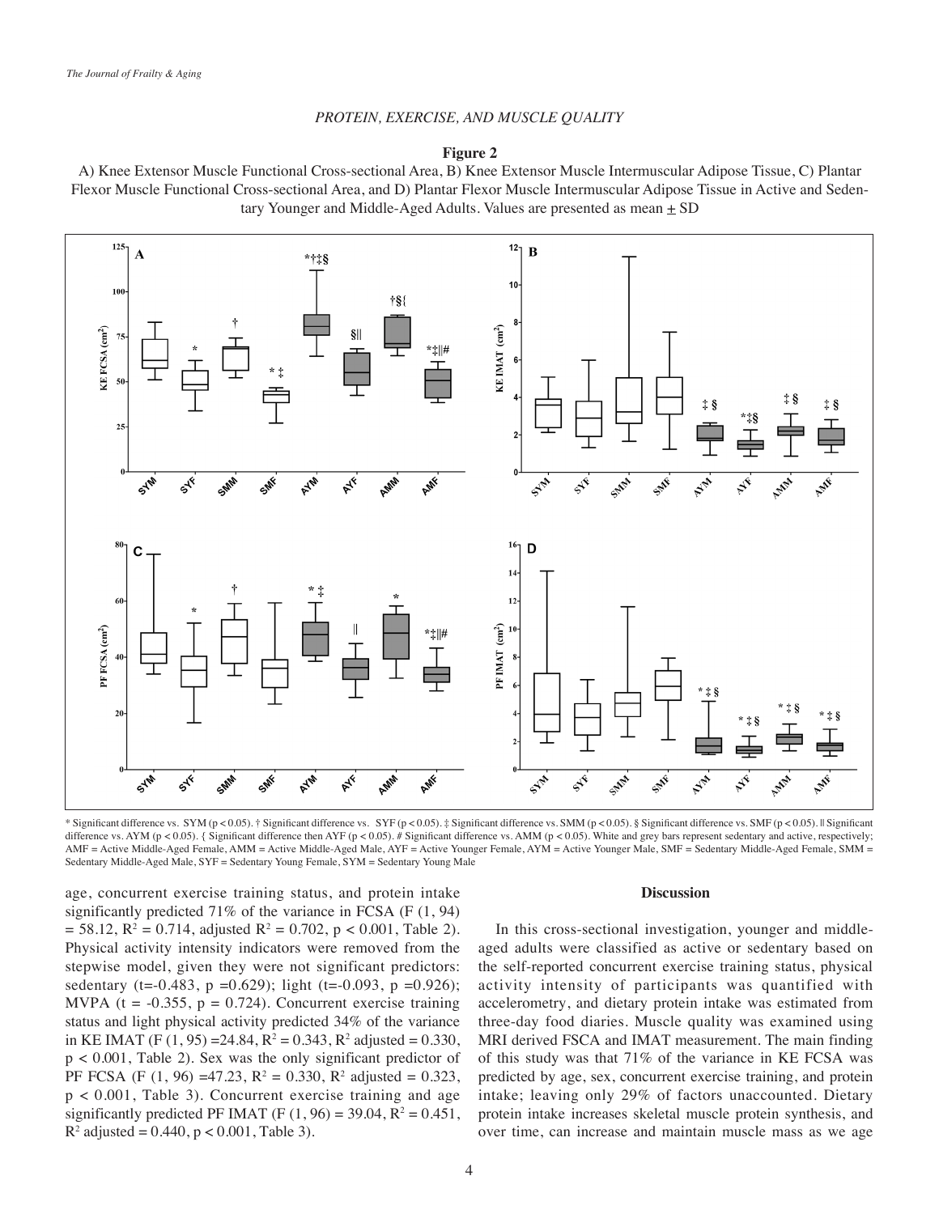**Figure 2**

A) Knee Extensor Muscle Functional Cross-sectional Area, B) Knee Extensor Muscle Intermuscular Adipose Tissue, C) Plantar Flexor Muscle Functional Cross-sectional Area, and D) Plantar Flexor Muscle Intermuscular Adipose Tissue in Active and Sedentary Younger and Middle-Aged Adults. Values are presented as mean ± SD

* Significant difference vs. SYM ($p < 0.05$). † Significant difference vs. SYF ($p < 0.05$). ‡ Significant difference vs. SMM ($p < 0.05$). § Significant difference vs. SMF ($p < 0.05$). ‖ Significant difference vs. AYM ($p < 0.05$). { Significant difference then AYF ($p < 0.05$). # Significant difference vs. AMM ($p < 0.05$). White and grey bars represent sedentary and active, respectively; AMF = Active Middle-Aged Female, AMM = Active Middle-Aged Male, AYF = Active Younger Female, AYM = Active Younger Male, SMF = Sedentary Middle-Aged Female, SMM = Sedentary Middle-Aged Male, SYF = Sedentary Young Female, SYM = Sedentary Young Male

age, concurrent exercise training status, and protein intake significantly predicted 71% of the variance in FCSA (F (1, 94) = 58.12, $R^2 = 0.714$, adjusted $R^2 = 0.702$, $p < 0.001$, Table 2). Physical activity intensity indicators were removed from the stepwise model, given they were not significant predictors: sedentary (t=-0.483, p =0.629); light (t=-0.093, p =0.926); MVPA (t = -0.355, p = 0.724). Concurrent exercise training status and light physical activity predicted 34% of the variance in KE IMAT (F (1, 95) =24.84, $R^2 = 0.343$, $R^2$ adjusted = 0.330, $p < 0.001$, Table 2). Sex was the only significant predictor of PF FCSA (F (1, 96) =47.23, $R^2 = 0.330$, $R^2$ adjusted = 0.323, $p < 0.001$, Table 3). Concurrent exercise training and age significantly predicted PF IMAT (F (1, 96) = 39.04, $R^2 = 0.451$, $R^2$ adjusted = 0.440, $p < 0.001$, Table 3).

## Discussion

In this cross-sectional investigation, younger and middle-aged adults were classified as active or sedentary based on the self-reported concurrent exercise training status, physical activity intensity of participants was quantified with accelerometry, and dietary protein intake was estimated from three-day food diaries. Muscle quality was examined using MRI derived FSCA and IMAT measurement. The main finding of this study was that 71% of the variance in KE FCSA was predicted by age, sex, concurrent exercise training, and protein intake; leaving only 29% of factors unaccounted. Dietary protein intake increases skeletal muscle protein synthesis, and over time, can increase and maintain muscle mass as we age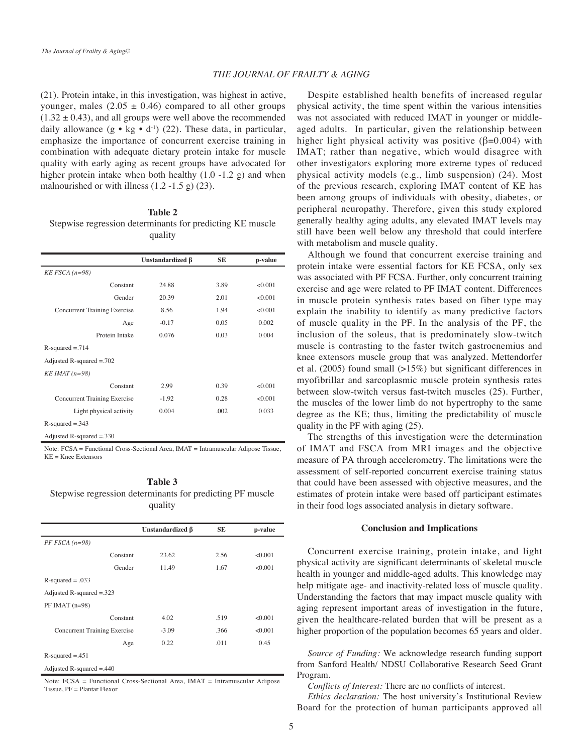(21). Protein intake, in this investigation, was highest in active, younger, males (2.05 ± 0.46) compared to all other groups (1.32 ± 0.43), and all groups were well above the recommended daily allowance ($g \cdot kg \cdot d^{-1}$) (22). These data, in particular, emphasize the importance of concurrent exercise training in combination with adequate dietary protein intake for muscle quality with early aging as recent groups have advocated for higher protein intake when both healthy (1.0 -1.2 g) and when malnourished or with illness (1.2 -1.5 g) (23).

**Table 2**
Stepwise regression determinants for predicting KE muscle quality

| | Unstandardized β | SE | p-value |
|---|---|---|---|
| *KE FSCA (n=98)* | | | |
| Constant | 24.88 | 3.89 | <0.001 |
| Gender | 20.39 | 2.01 | <0.001 |
| Concurrent Training Exercise | 8.56 | 1.94 | <0.001 |
| Age | -0.17 | 0.05 | 0.002 |
| Protein Intake | 0.076 | 0.03 | 0.004 |
| R-squared =.714 | | | |
| Adjusted R-squared =.702 | | | |
| *KE IMAT (n=98)* | | | |
| Constant | 2.99 | 0.39 | <0.001 |
| Concurrent Training Exercise | -1.92 | 0.28 | <0.001 |
| Light physical activity | 0.004 | .002 | 0.033 |
| R-squared =.343 | | | |
| Adjusted R-squared =.330 | | | |

Note: FCSA = Functional Cross-Sectional Area, IMAT = Intramuscular Adipose Tissue, KE = Knee Extensors

**Table 3**
Stepwise regression determinants for predicting PF muscle quality

| | Unstandardized β | SE | p-value |
|---|---|---|---|
| *PF FSCA (n=98)* | | | |
| Constant | 23.62 | 2.56 | <0.001 |
| Gender | 11.49 | 1.67 | <0.001 |
| R-squared = .033 | | | |
| Adjusted R-squared =.323 | | | |
| PF IMAT (n=98) | | | |
| Constant | 4.02 | .519 | <0.001 |
| Concurrent Training Exercise | -3.09 | .366 | <0.001 |
| Age | 0.22 | .011 | 0.45 |
| R-squared =.451 | | | |
| Adjusted R-squared =.440 | | | |

Note: FCSA = Functional Cross-Sectional Area, IMAT = Intramuscular Adipose Tissue, PF = Plantar Flexor

Despite established health benefits of increased regular physical activity, the time spent within the various intensities was not associated with reduced IMAT in younger or middle-aged adults. In particular, given the relationship between higher light physical activity was positive (β=0.004) with IMAT; rather than negative, which would disagree with other investigators exploring more extreme types of reduced physical activity models (e.g., limb suspension) (24). Most of the previous research, exploring IMAT content of KE has been among groups of individuals with obesity, diabetes, or peripheral neuropathy. Therefore, given this study explored generally healthy aging adults, any elevated IMAT levels may still have been well below any threshold that could interfere with metabolism and muscle quality.

Although we found that concurrent exercise training and protein intake were essential factors for KE FCSA, only sex was associated with PF FCSA. Further, only concurrent training exercise and age were related to PF IMAT content. Differences in muscle protein synthesis rates based on fiber type may explain the inability to identify as many predictive factors of muscle quality in the PF. In the analysis of the PF, the inclusion of the soleus, that is predominately slow-twitch muscle is contrasting to the faster twitch gastrocnemius and knee extensors muscle group that was analyzed. Mettendorfer et al. (2005) found small (>15%) but significant differences in myofibrillar and sarcoplasmic muscle protein synthesis rates between slow-twitch versus fast-twitch muscles (25). Further, the muscles of the lower limb do not hypertrophy to the same degree as the KE; thus, limiting the predictability of muscle quality in the PF with aging (25).

The strengths of this investigation were the determination of IMAT and FSCA from MRI images and the objective measure of PA through accelerometry. The limitations were the assessment of self-reported concurrent exercise training status that could have been assessed with objective measures, and the estimates of protein intake were based off participant estimates in their food logs associated analysis in dietary software.

## Conclusion and Implications

Concurrent exercise training, protein intake, and light physical activity are significant determinants of skeletal muscle health in younger and middle-aged adults. This knowledge may help mitigate age- and inactivity-related loss of muscle quality. Understanding the factors that may impact muscle quality with aging represent important areas of investigation in the future, given the healthcare-related burden that will be present as a higher proportion of the population becomes 65 years and older.

*Source of Funding:* We acknowledge research funding support from Sanford Health/ NDSU Collaborative Research Seed Grant Program.

*Conflicts of Interest:* There are no conflicts of interest.

*Ethics declaration:* The host university's Institutional Review Board for the protection of human participants approved all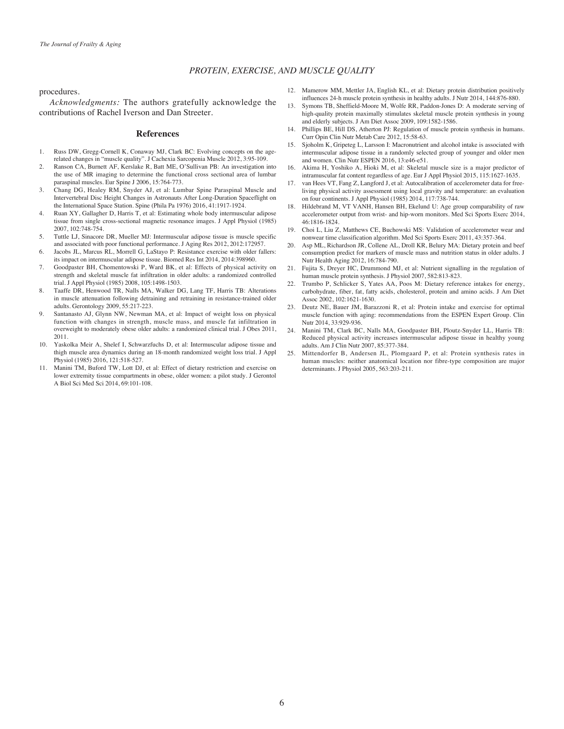procedures.

*Acknowledgments:* The authors gratefully acknowledge the contributions of Rachel Iverson and Dan Streeter.

## References

1. Russ DW, Gregg-Cornell K, Conaway MJ, Clark BC: Evolving concepts on the age-related changes in "muscle quality". J Cachexia Sarcopenia Muscle 2012, 3:95-109.
2. Ranson CA, Burnett AF, Kerslake R, Batt ME, O'Sullivan PB: An investigation into the use of MR imaging to determine the functional cross sectional area of lumbar paraspinal muscles. Eur Spine J 2006, 15:764-773.
3. Chang DG, Healey RM, Snyder AJ, et al: Lumbar Spine Paraspinal Muscle and Intervertebral Disc Height Changes in Astronauts After Long-Duration Spaceflight on the International Space Station. Spine (Phila Pa 1976) 2016, 41:1917-1924.
4. Ruan XY, Gallagher D, Harris T, et al: Estimating whole body intermuscular adipose tissue from single cross-sectional magnetic resonance images. J Appl Physiol (1985) 2007, 102:748-754.
5. Tuttle LJ, Sinacore DR, Mueller MJ: Intermuscular adipose tissue is muscle specific and associated with poor functional performance. J Aging Res 2012, 2012:172957.
6. Jacobs JL, Marcus RL, Morrell G, LaStayo P: Resistance exercise with older fallers: its impact on intermuscular adipose tissue. Biomed Res Int 2014, 2014:398960.
7. Goodpaster BH, Chomentowski P, Ward BK, et al: Effects of physical activity on strength and skeletal muscle fat infiltration in older adults: a randomized controlled trial. J Appl Physiol (1985) 2008, 105:1498-1503.
8. Taaffe DR, Henwood TR, Nalls MA, Walker DG, Lang TF, Harris TB: Alterations in muscle attenuation following detraining and retraining in resistance-trained older adults. Gerontology 2009, 55:217-223.
9. Santanasto AJ, Glynn NW, Newman MA, et al: Impact of weight loss on physical function with changes in strength, muscle mass, and muscle fat infiltration in overweight to moderately obese older adults: a randomized clinical trial. J Obes 2011, 2011.
10. Yaskolka Meir A, Shelef I, Schwarzfuchs D, et al: Intermuscular adipose tissue and thigh muscle area dynamics during an 18-month randomized weight loss trial. J Appl Physiol (1985) 2016, 121:518-527.
11. Manini TM, Buford TW, Lott DJ, et al: Effect of dietary restriction and exercise on lower extremity tissue compartments in obese, older women: a pilot study. J Gerontol A Biol Sci Med Sci 2014, 69:101-108.
12. Mamerow MM, Mettler JA, English KL, et al: Dietary protein distribution positively influences 24-h muscle protein synthesis in healthy adults. J Nutr 2014, 144:876-880.
13. Symons TB, Sheffield-Moore M, Wolfe RR, Paddon-Jones D: A moderate serving of high-quality protein maximally stimulates skeletal muscle protein synthesis in young and elderly subjects. J Am Diet Assoc 2009, 109:1582-1586.
14. Phillips BE, Hill DS, Atherton PJ: Regulation of muscle protein synthesis in humans. Curr Opin Clin Nutr Metab Care 2012, 15:58-63.
15. Sjoholm K, Gripeteg L, Larsson I: Macronutrient and alcohol intake is associated with intermuscular adipose tissue in a randomly selected group of younger and older men and women. Clin Nutr ESPEN 2016, 13:e46-e51.
16. Akima H, Yoshiko A, Hioki M, et al: Skeletal muscle size is a major predictor of intramuscular fat content regardless of age. Eur J Appl Physiol 2015, 115:1627-1635.
17. van Hees VT, Fang Z, Langford J, et al: Autocalibration of accelerometer data for free-living physical activity assessment using local gravity and temperature: an evaluation on four continents. J Appl Physiol (1985) 2014, 117:738-744.
18. Hildebrand M, VT VANH, Hansen BH, Ekelund U: Age group comparability of raw accelerometer output from wrist- and hip-worn monitors. Med Sci Sports Exerc 2014, 46:1816-1824.
19. Choi L, Liu Z, Matthews CE, Buchowski MS: Validation of accelerometer wear and nonwear time classification algorithm. Med Sci Sports Exerc 2011, 43:357-364.
20. Asp ML, Richardson JR, Collene AL, Droll KR, Belury MA: Dietary protein and beef consumption predict for markers of muscle mass and nutrition status in older adults. J Nutr Health Aging 2012, 16:784-790.
21. Fujita S, Dreyer HC, Drummond MJ, et al: Nutrient signalling in the regulation of human muscle protein synthesis. J Physiol 2007, 582:813-823.
22. Trumbo P, Schlicker S, Yates AA, Poos M: Dietary reference intakes for energy, carbohydrate, fiber, fat, fatty acids, cholesterol, protein and amino acids. J Am Diet Assoc 2002, 102:1621-1630.
23. Deutz NE, Bauer JM, Barazzoni R, et al: Protein intake and exercise for optimal muscle function with aging: recommendations from the ESPEN Expert Group. Clin Nutr 2014, 33:929-936.
24. Manini TM, Clark BC, Nalls MA, Goodpaster BH, Ploutz-Snyder LL, Harris TB: Reduced physical activity increases intermuscular adipose tissue in healthy young adults. Am J Clin Nutr 2007, 85:377-384.
25. Mittendorfer B, Andersen JL, Plomgaard P, et al: Protein synthesis rates in human muscles: neither anatomical location nor fibre-type composition are major determinants. J Physiol 2005, 563:203-211.